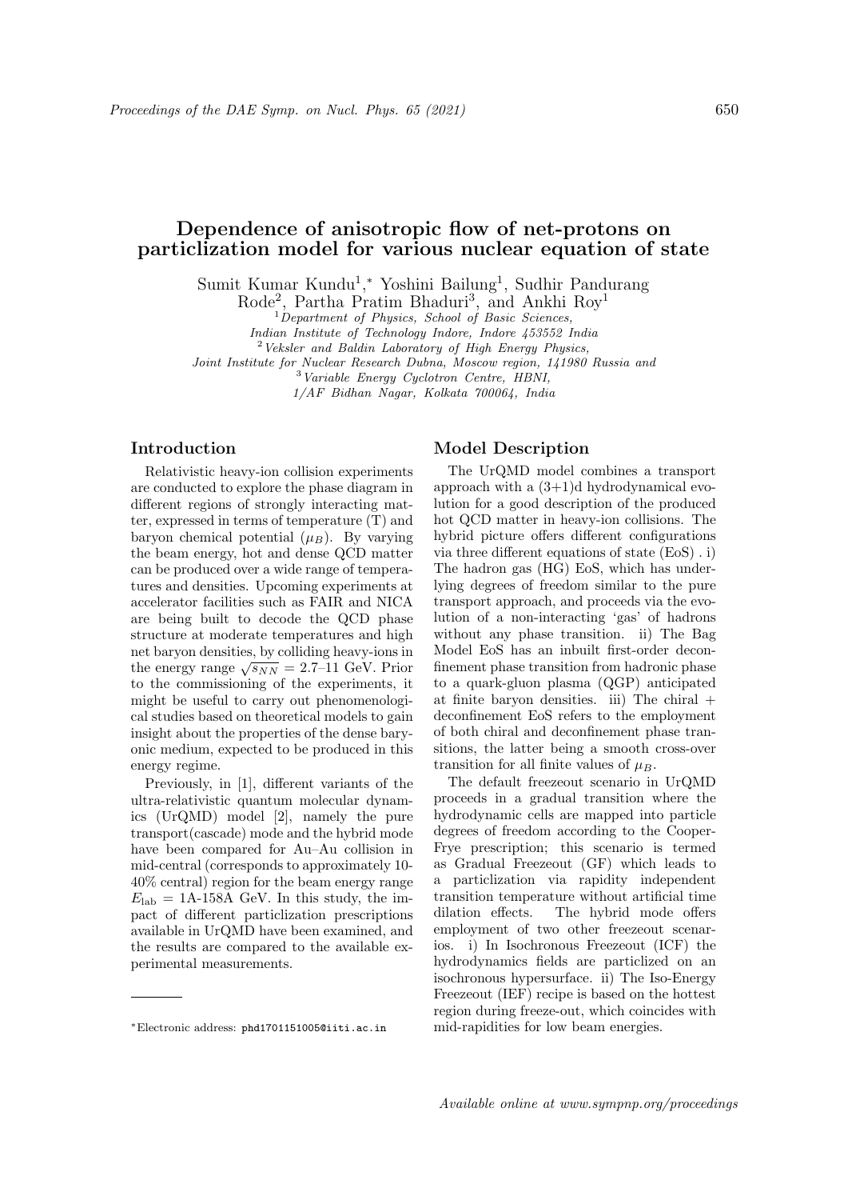# Dependence of anisotropic flow of net-protons on particlization model for various nuclear equation of state

Sumit Kumar Kundu[1],* Yoshini Bailung[1], Sudhir Pandurang Rode[2], Partha Pratim Bhaduri[3], and Ankhi Roy[1]

[1] *Department of Physics, School of Basic Sciences, Indian Institute of Technology Indore, Indore 453552 India*
[2] *Veksler and Baldin Laboratory of High Energy Physics, Joint Institute for Nuclear Research Dubna, Moscow region, 141980 Russia and*
[3] *Variable Energy Cyclotron Centre, HBNI, 1/AF Bidhan Nagar, Kolkata 700064, India*

## Introduction

Relativistic heavy-ion collision experiments are conducted to explore the phase diagram in different regions of strongly interacting matter, expressed in terms of temperature (T) and baryon chemical potential ($\mu_B$). By varying the beam energy, hot and dense QCD matter can be produced over a wide range of temperatures and densities. Upcoming experiments at accelerator facilities such as FAIR and NICA are being built to decode the QCD phase structure at moderate temperatures and high net baryon densities, by colliding heavy-ions in the energy range $\sqrt{s_{NN}}$ = 2.7–11 GeV. Prior to the commissioning of the experiments, it might be useful to carry out phenomenological studies based on theoretical models to gain insight about the properties of the dense baryonic medium, expected to be produced in this energy regime.

Previously, in [1], different variants of the ultra-relativistic quantum molecular dynamics (UrQMD) model [2], namely the pure transport(cascade) mode and the hybrid mode have been compared for Au–Au collision in mid-central (corresponds to approximately 10-40% central) region for the beam energy range $E_{\rm lab}$ = 1A-158A GeV. In this study, the impact of different particlization prescriptions available in UrQMD have been examined, and the results are compared to the available experimental measurements.

## Model Description

The UrQMD model combines a transport approach with a (3+1)d hydrodynamical evolution for a good description of the produced hot QCD matter in heavy-ion collisions. The hybrid picture offers different configurations via three different equations of state (EoS) . i) The hadron gas (HG) EoS, which has underlying degrees of freedom similar to the pure transport approach, and proceeds via the evolution of a non-interacting 'gas' of hadrons without any phase transition. ii) The Bag Model EoS has an inbuilt first-order deconfinement phase transition from hadronic phase to a quark-gluon plasma (QGP) anticipated at finite baryon densities. iii) The chiral + deconfinement EoS refers to the employment of both chiral and deconfinement phase transitions, the latter being a smooth cross-over transition for all finite values of $\mu_B$.

The default freezeout scenario in UrQMD proceeds in a gradual transition where the hydrodynamic cells are mapped into particle degrees of freedom according to the Cooper-Frye prescription; this scenario is termed as Gradual Freezeout (GF) which leads to a particlization via rapidity independent transition temperature without artificial time dilation effects. The hybrid mode offers employment of two other freezeout scenarios. i) In Isochronous Freezeout (ICF) the hydrodynamics fields are particlized on an isochronous hypersurface. ii) The Iso-Energy Freezeout (IEF) recipe is based on the hottest region during freeze-out, which coincides with mid-rapidities for low beam energies.

*Electronic address: phd1701151005@iiti.ac.in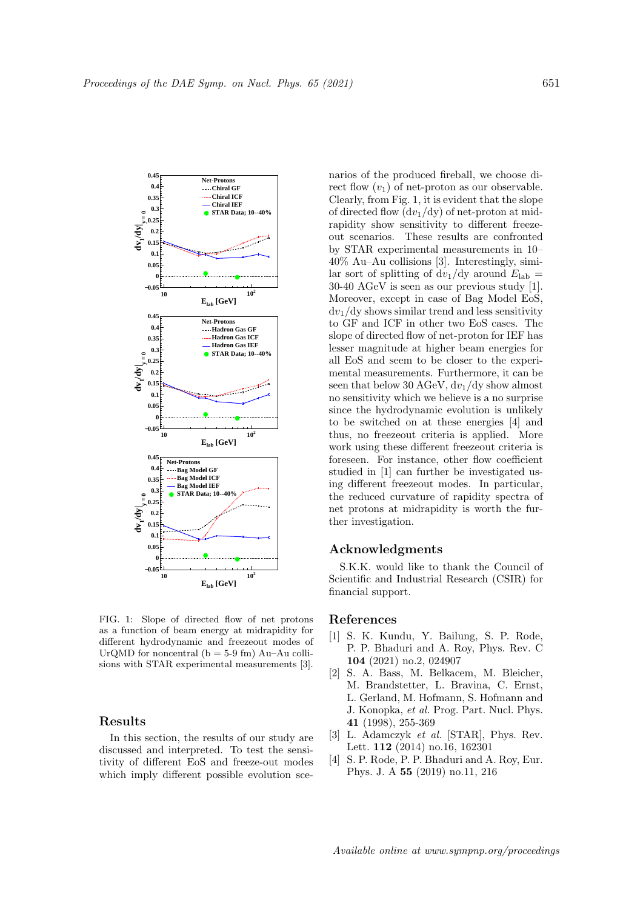Net-Protons
Chiral GF
Chiral ICF
Chiral IEF
STAR Data; 10--40%
0.45
0.4
0.35
0.3
0.25
0.2
0.15
0.1
0.05
0
−0.05
$dv_1/dy|_{y=0}$
10
$10^2$
$E_{lab}$ [GeV]

Net-Protons
Hadron Gas GF
Hadron Gas ICF
Hadron Gas IEF
STAR Data; 10--40%
0.45
0.4
0.35
0.3
0.25
0.2
0.15
0.1
0.05
0
−0.05
$dv_1/dy|_{y=0}$
10
$10^2$
$E_{lab}$ [GeV]

Net-Protons
Bag Model GF
Bag Model ICF
Bag Model IEF
STAR Data; 10--40%
0.45
0.4
0.35
0.3
0.25
0.2
0.15
0.1
0.05
0
−0.05
$dv_1/dy|_{y=0}$
10
$10^2$
$E_{lab}$ [GeV]

FIG. 1: Slope of directed flow of net protons as a function of beam energy at midrapidity for different hydrodynamic and freezeout modes of UrQMD for noncentral (b = 5-9 fm) Au–Au collisions with STAR experimental measurements [3].

## Results

In this section, the results of our study are discussed and interpreted. To test the sensitivity of different EoS and freeze-out modes which imply different possible evolution scenarios of the produced fireball, we choose direct flow ($v_1$) of net-proton as our observable. Clearly, from Fig. 1, it is evident that the slope of directed flow ($dv_1/dy$) of net-proton at midrapidity show sensitivity to different freezeout scenarios. These results are confronted by STAR experimental measurements in 10–40% Au–Au collisions [3]. Interestingly, similar sort of splitting of $dv_1/dy$ around $E_{\mathrm{lab}}$ = 30-40 AGeV is seen as our previous study [1]. Moreover, except in case of Bag Model EoS, $dv_1/dy$ shows similar trend and less sensitivity to GF and ICF in other two EoS cases. The slope of directed flow of net-proton for IEF has lesser magnitude at higher beam energies for all EoS and seem to be closer to the experimental measurements. Furthermore, it can be seen that below 30 AGeV, $dv_1/dy$ show almost no sensitivity which we believe is a no surprise since the hydrodynamic evolution is unlikely to be switched on at these energies [4] and thus, no freezeout criteria is applied. More work using these different freezeout criteria is foreseen. For instance, other flow coefficient studied in [1] can further be investigated using different freezeout modes. In particular, the reduced curvature of rapidity spectra of net protons at midrapidity is worth the further investigation.

## Acknowledgments

S.K.K. would like to thank the Council of Scientific and Industrial Research (CSIR) for financial support.

## References

[1] S. K. Kundu, Y. Bailung, S. P. Rode, P. P. Bhaduri and A. Roy, Phys. Rev. C **104** (2021) no.2, 024907

[2] S. A. Bass, M. Belkacem, M. Bleicher, M. Brandstetter, L. Bravina, C. Ernst, L. Gerland, M. Hofmann, S. Hofmann and J. Konopka, *et al.* Prog. Part. Nucl. Phys. **41** (1998), 255-369

[3] L. Adamczyk *et al.* [STAR], Phys. Rev. Lett. **112** (2014) no.16, 162301

[4] S. P. Rode, P. P. Bhaduri and A. Roy, Eur. Phys. J. A **55** (2019) no.11, 216